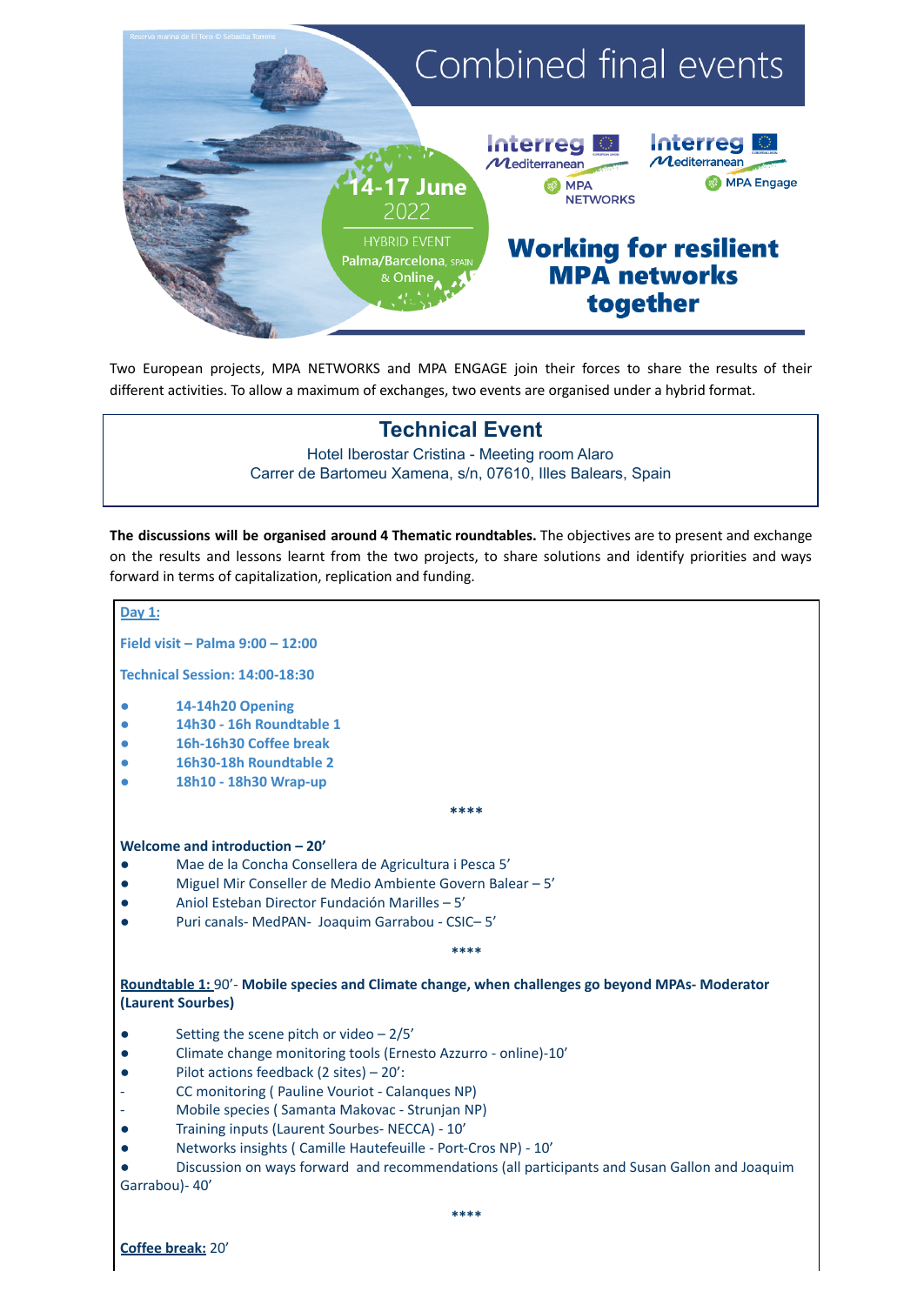# Combined final events

Reserva marina de El Toro © Sebastià Torrens

**14-17 June** 2022

HYBRID EVENT
Palma/Barcelona, SPAIN & Online

Interreg Mediterranean MPA NETWORKS

Interreg Mediterranean MPA Engage

## Working for resilient MPA networks together

Two European projects, MPA NETWORKS and MPA ENGAGE join their forces to share the results of their different activities. To allow a maximum of exchanges, two events are organised under a hybrid format.

## Technical Event

Hotel Iberostar Cristina - Meeting room Alaro
Carrer de Bartomeu Xamena, s/n, 07610, Illes Balears, Spain

**The discussions will be organised around 4 Thematic roundtables.** The objectives are to present and exchange on the results and lessons learnt from the two projects, to share solutions and identify priorities and ways forward in terms of capitalization, replication and funding.

**Day 1:**

**Field visit – Palma 9:00 – 12:00**

**Technical Session: 14:00-18:30**

- **14-14h20 Opening**
- **14h30 - 16h Roundtable 1**
- **16h-16h30 Coffee break**
- **16h30-18h Roundtable 2**
- **18h10 - 18h30 Wrap-up**

****

**Welcome and introduction – 20'**

- Mae de la Concha Consellera de Agricultura i Pesca 5'
- Miguel Mir Conseller de Medio Ambiente Govern Balear – 5'
- Aniol Esteban Director Fundación Marilles – 5'
- Puri canals- MedPAN- Joaquim Garrabou - CSIC– 5'

****

**Roundtable 1:** 90'- **Mobile species and Climate change, when challenges go beyond MPAs- Moderator (Laurent Sourbes)**

- Setting the scene pitch or video – 2/5'
- Climate change monitoring tools (Ernesto Azzurro - online)-10'
- Pilot actions feedback (2 sites) – 20':
  - CC monitoring ( Pauline Vouriot - Calanques NP)
  - Mobile species ( Samanta Makovac - Strunjan NP)
- Training inputs (Laurent Sourbes- NECCA) - 10'
- Networks insights ( Camille Hautefeuille - Port-Cros NP) - 10'
- Discussion on ways forward and recommendations (all participants and Susan Gallon and Joaquim Garrabou)- 40'

****

**Coffee break:** 20'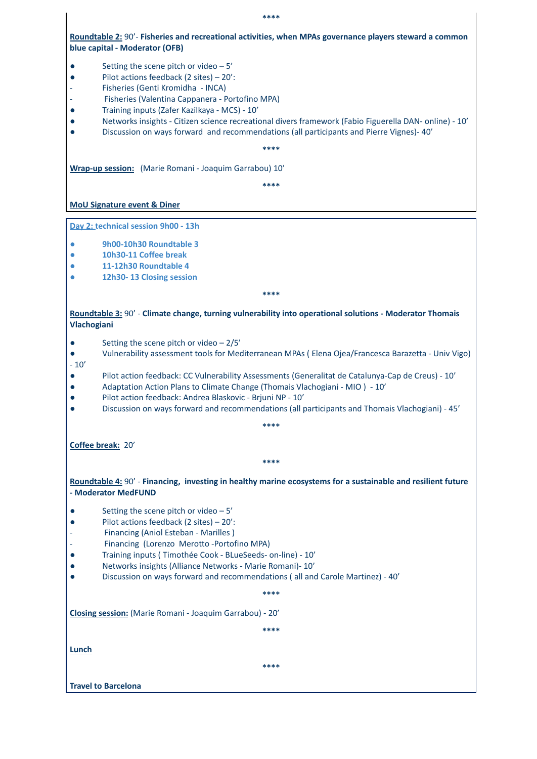\*\*\*\*

**Roundtable 2:** 90'- **Fisheries and recreational activities, when MPAs governance players steward a common blue capital - Moderator (OFB)**

- Setting the scene pitch or video – 5'
- Pilot actions feedback (2 sites) – 20':
  - Fisheries (Genti Kromidha - INCA)
  - Fisheries (Valentina Cappanera - Portofino MPA)
- Training inputs (Zafer Kazilkaya - MCS) - 10'
- Networks insights - Citizen science recreational divers framework (Fabio Figuerella DAN- online) - 10'
- Discussion on ways forward and recommendations (all participants and Pierre Vignes)- 40'

\*\*\*\*

**Wrap-up session:** (Marie Romani - Joaquim Garrabou) 10'

\*\*\*\*

**MoU Signature event & Diner**

**Day 2: technical session 9h00 - 13h**

- **9h00-10h30 Roundtable 3**
- **10h30-11 Coffee break**
- **11-12h30 Roundtable 4**
- **12h30- 13 Closing session**

\*\*\*\*

**Roundtable 3:** 90' - **Climate change, turning vulnerability into operational solutions - Moderator Thomais Vlachogiani**

- Setting the scene pitch or video – 2/5'
- Vulnerability assessment tools for Mediterranean MPAs ( Elena Ojea/Francesca Barazetta - Univ Vigo) - 10'
- Pilot action feedback: CC Vulnerability Assessments (Generalitat de Catalunya-Cap de Creus) - 10'
- Adaptation Action Plans to Climate Change (Thomais Vlachogiani - MIO ) - 10'
- Pilot action feedback: Andrea Blaskovic - Brjuni NP - 10'
- Discussion on ways forward and recommendations (all participants and Thomais Vlachogiani) - 45'

\*\*\*\*

**Coffee break:** 20'

\*\*\*\*

**Roundtable 4:** 90' - **Financing, investing in healthy marine ecosystems for a sustainable and resilient future - Moderator MedFUND**

- Setting the scene pitch or video – 5'
- Pilot actions feedback (2 sites) – 20':
  - Financing (Aniol Esteban - Marilles )
  - Financing (Lorenzo Merotto -Portofino MPA)
- Training inputs ( Timothée Cook - BLueSeeds- on-line) - 10'
- Networks insights (Alliance Networks - Marie Romani)- 10'
- Discussion on ways forward and recommendations ( all and Carole Martinez) - 40'

\*\*\*\*

**Closing session:** (Marie Romani - Joaquim Garrabou) - 20'

\*\*\*\*

**Lunch**

\*\*\*\*

**Travel to Barcelona**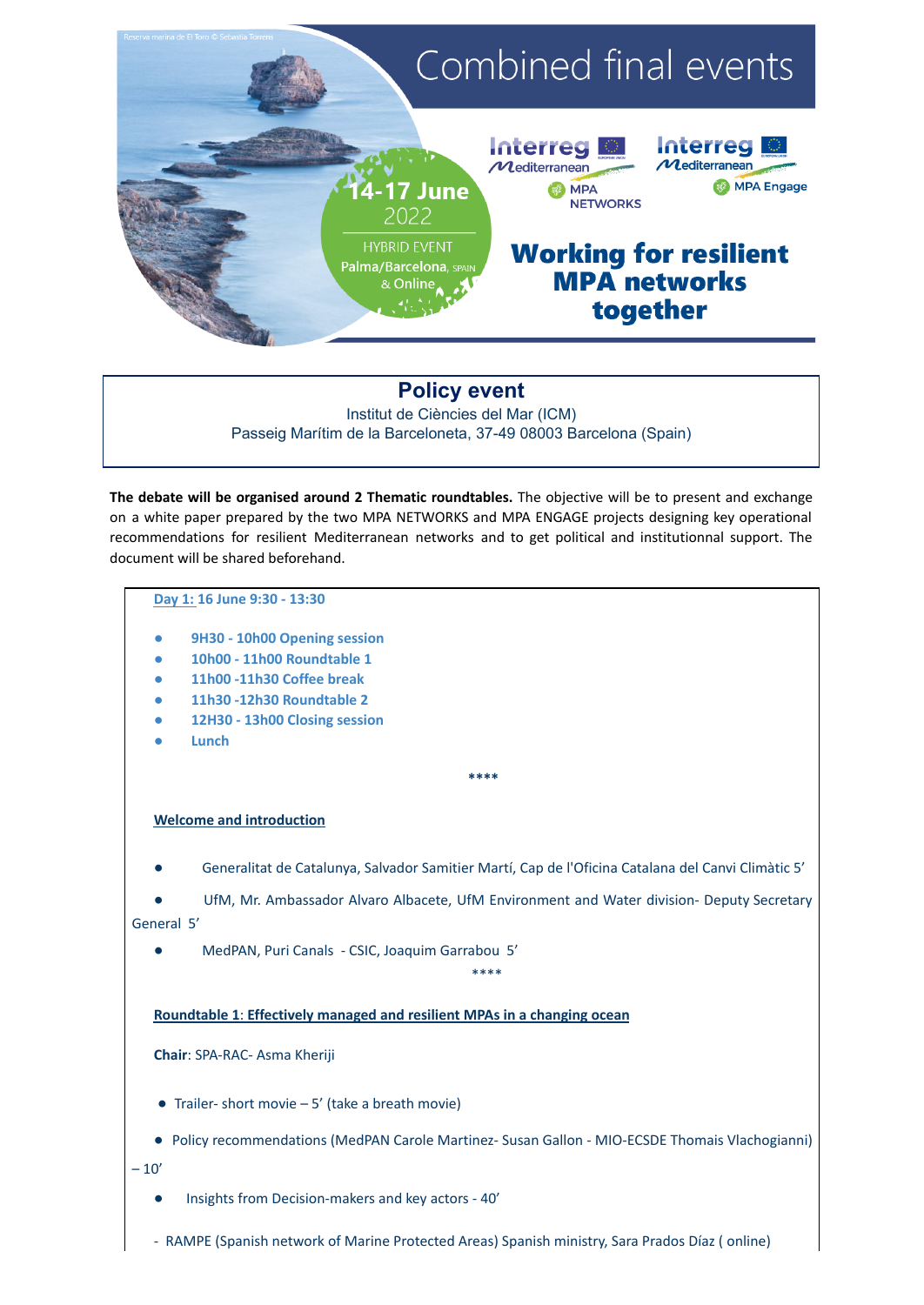# Combined final events

**14-17 June** 2022

HYBRID EVENT
Palma/Barcelona, SPAIN & Online

Interreg Mediterranean MPA NETWORKS

Interreg Mediterranean MPA Engage

## Working for resilient MPA networks together

## Policy event

Institut de Ciències del Mar (ICM)
Passeig Marítim de la Barceloneta, 37-49 08003 Barcelona (Spain)

**The debate will be organised around 2 Thematic roundtables.** The objective will be to present and exchange on a white paper prepared by the two MPA NETWORKS and MPA ENGAGE projects designing key operational recommendations for resilient Mediterranean networks and to get political and institutionnal support. The document will be shared beforehand.

**Day 1: 16 June 9:30 - 13:30**

- **9H30 - 10h00 Opening session**
- **10h00 - 11h00 Roundtable 1**
- **11h00 -11h30 Coffee break**
- **11h30 -12h30 Roundtable 2**
- **12H30 - 13h00 Closing session**
- **Lunch**

****

**Welcome and introduction**

- Generalitat de Catalunya, Salvador Samitier Martí, Cap de l'Oficina Catalana del Canvi Climàtic 5'
- UfM, Mr. Ambassador Alvaro Albacete, UfM Environment and Water division- Deputy Secretary General 5'
- MedPAN, Puri Canals - CSIC, Joaquim Garrabou 5'

****

**Roundtable 1: Effectively managed and resilient MPAs in a changing ocean**

**Chair**: SPA-RAC- Asma Kheriji

- Trailer- short movie – 5' (take a breath movie)
- Policy recommendations (MedPAN Carole Martinez- Susan Gallon - MIO-ECSDE Thomais Vlachogianni) – 10'
- Insights from Decision-makers and key actors - 40'

- RAMPE (Spanish network of Marine Protected Areas) Spanish ministry, Sara Prados Díaz ( online)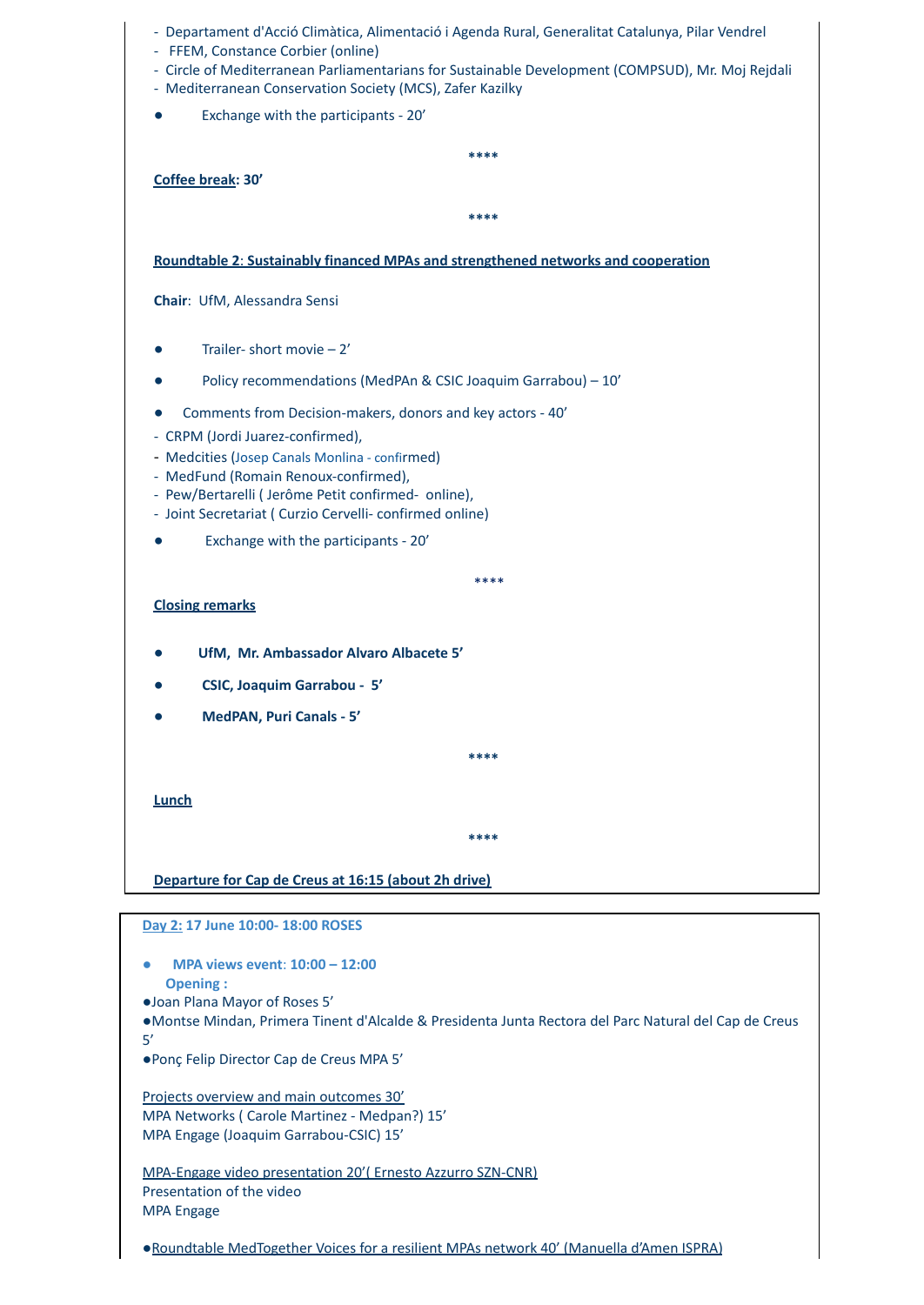- Departament d'Acció Climàtica, Alimentació i Agenda Rural, Generalitat Catalunya, Pilar Vendrel
- FFEM, Constance Corbier (online)
- Circle of Mediterranean Parliamentarians for Sustainable Development (COMPSUD), Mr. Moj Rejdali
- Mediterranean Conservation Society (MCS), Zafer Kazilky

- Exchange with the participants - 20'

****

**Coffee break: 30'**

****

**Roundtable 2: Sustainably financed MPAs and strengthened networks and cooperation**

**Chair**: UfM, Alessandra Sensi

- Trailer- short movie – 2'
- Policy recommendations (MedPAn & CSIC Joaquim Garrabou) – 10'
- Comments from Decision-makers, donors and key actors - 40'

- CRPM (Jordi Juarez-confirmed),
- Medcities (Josep Canals Monlina - confirmed)
- MedFund (Romain Renoux-confirmed),
- Pew/Bertarelli ( Jerôme Petit confirmed- online),
- Joint Secretariat ( Curzio Cervelli- confirmed online)

- Exchange with the participants - 20'

****

**Closing remarks**

- **UfM, Mr. Ambassador Alvaro Albacete 5'**
- **CSIC, Joaquim Garrabou - 5'**
- **MedPAN, Puri Canals - 5'**

****

**Lunch**

****

**Departure for Cap de Creus at 16:15 (about 2h drive)**

**Day 2: 17 June 10:00- 18:00 ROSES**

- **MPA views event: 10:00 – 12:00**
  **Opening :**

- Joan Plana Mayor of Roses 5'
- Montse Mindan, Primera Tinent d'Alcalde & Presidenta Junta Rectora del Parc Natural del Cap de Creus 5'
- Ponç Felip Director Cap de Creus MPA 5'

Projects overview and main outcomes 30'
MPA Networks ( Carole Martinez - Medpan?) 15'
MPA Engage (Joaquim Garrabou-CSIC) 15'

MPA-Engage video presentation 20'( Ernesto Azzurro SZN-CNR)
Presentation of the video
MPA Engage

- Roundtable MedTogether Voices for a resilient MPAs network 40' (Manuella d'Amen ISPRA)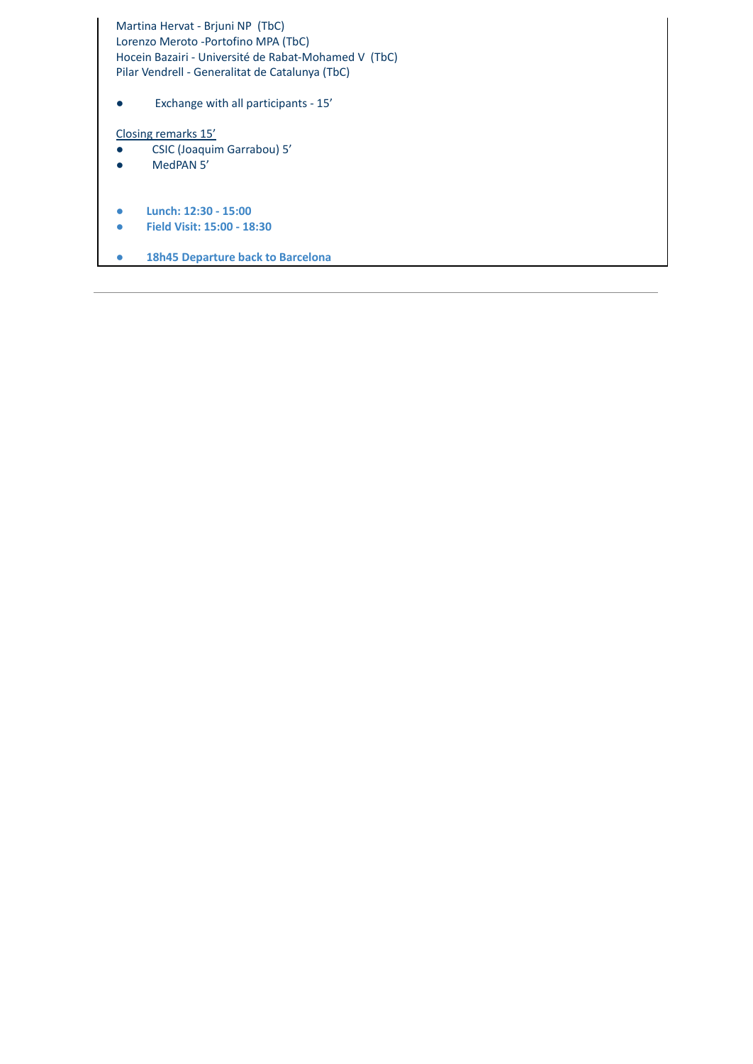Martina Hervat - Brjuni NP (TbC)
Lorenzo Meroto -Portofino MPA (TbC)
Hocein Bazairi - Université de Rabat-Mohamed V (TbC)
Pilar Vendrell - Generalitat de Catalunya (TbC)

- Exchange with all participants - 15’

Closing remarks 15’

- CSIC (Joaquim Garrabou) 5’
- MedPAN 5’

- **Lunch: 12:30 - 15:00**
- **Field Visit: 15:00 - 18:30**

- **18h45 Departure back to Barcelona**